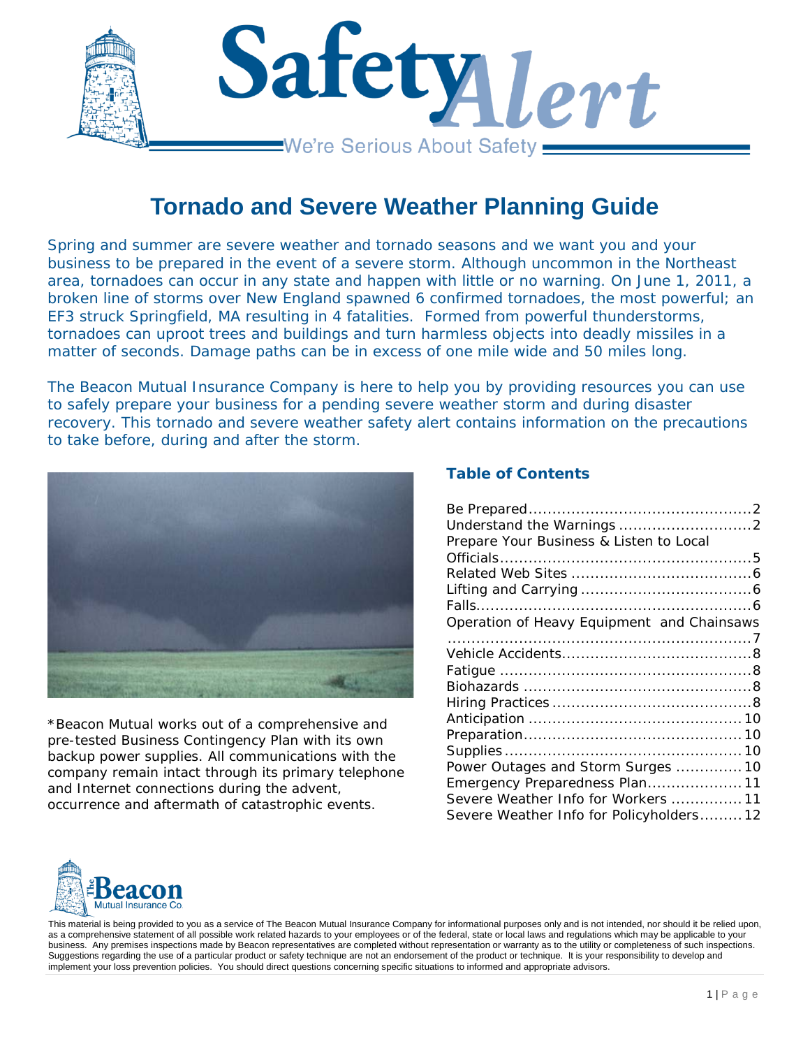# Safety*Alert*

We're Serious About Safety

## Tornado and Severe Weather Planning Guide

Spring and summer are severe weather and tornado seasons and we want you and your business to be prepared in the event of a severe storm. Although uncommon in the Northeast area, tornadoes can occur in any state and happen with little or no warning. On June 1, 2011, a broken line of storms over New England spawned 6 confirmed tornadoes, the most powerful; an EF3 struck Springfield, MA resulting in 4 fatalities. Formed from powerful thunderstorms, tornadoes can uproot trees and buildings and turn harmless objects into deadly missiles in a matter of seconds. Damage paths can be in excess of one mile wide and 50 miles long.

The Beacon Mutual Insurance Company is here to help you by providing resources you can use to safely prepare your business for a pending severe weather storm and during disaster recovery. This tornado and severe weather safety alert contains information on the precautions to take before, during and after the storm.

*Beacon Mutual works out of a comprehensive and pre-tested Business Contingency Plan with its own backup power supplies. All communications with the company remain intact through its primary telephone and Internet connections during the advent, occurrence and aftermath of catastrophic events.

### Table of Contents

| Section | Page |
| --- | --- |
| Be Prepared | 2 |
| Understand the Warnings | 2 |
| Prepare Your Business & Listen to Local Officials | 5 |
| Related Web Sites | 6 |
| Lifting and Carrying | 6 |
| Falls | 6 |
| Operation of Heavy Equipment and Chainsaws | 7 |
| Vehicle Accidents | 8 |
| Fatigue | 8 |
| Biohazards | 8 |
| Hiring Practices | 8 |
| Anticipation | 10 |
| Preparation | 10 |
| Supplies | 10 |
| Power Outages and Storm Surges | 10 |
| Emergency Preparedness Plan | 11 |
| Severe Weather Info for Workers | 11 |
| Severe Weather Info for Policyholders | 12 |

The Beacon Mutual Insurance Co.

This material is being provided to you as a service of The Beacon Mutual Insurance Company for informational purposes only and is not intended, nor should it be relied upon, as a comprehensive statement of all possible work related hazards to your employees or of the federal, state or local laws and regulations which may be applicable to your business. Any premises inspections made by Beacon representatives are completed without representation or warranty as to the utility or completeness of such inspections. Suggestions regarding the use of a particular product or safety technique are not an endorsement of the product or technique. It is your responsibility to develop and implement your loss prevention policies. You should direct questions concerning specific situations to informed and appropriate advisors.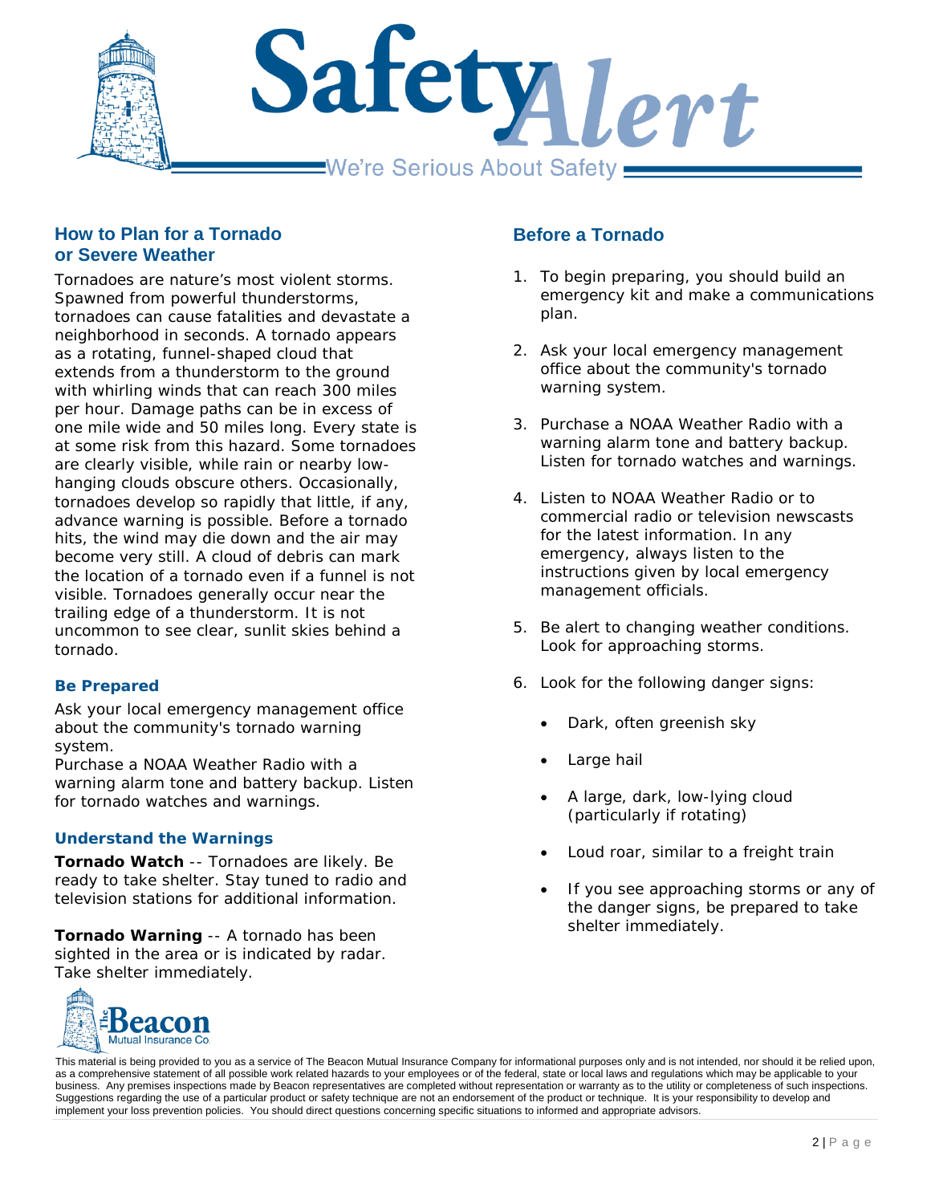# Safety Alert

We're Serious About Safety

## How to Plan for a Tornado or Severe Weather

Tornadoes are nature's most violent storms. Spawned from powerful thunderstorms, tornadoes can cause fatalities and devastate a neighborhood in seconds. A tornado appears as a rotating, funnel-shaped cloud that extends from a thunderstorm to the ground with whirling winds that can reach 300 miles per hour. Damage paths can be in excess of one mile wide and 50 miles long. Every state is at some risk from this hazard. Some tornadoes are clearly visible, while rain or nearby low-hanging clouds obscure others. Occasionally, tornadoes develop so rapidly that little, if any, advance warning is possible. Before a tornado hits, the wind may die down and the air may become very still. A cloud of debris can mark the location of a tornado even if a funnel is not visible. Tornadoes generally occur near the trailing edge of a thunderstorm. It is not uncommon to see clear, sunlit skies behind a tornado.

### Be Prepared

Ask your local emergency management office about the community's tornado warning system.
Purchase a NOAA Weather Radio with a warning alarm tone and battery backup. Listen for tornado watches and warnings.

### Understand the Warnings

**Tornado Watch** -- Tornadoes are likely. Be ready to take shelter. Stay tuned to radio and television stations for additional information.

**Tornado Warning** -- A tornado has been sighted in the area or is indicated by radar. Take shelter immediately.

## Before a Tornado

1. To begin preparing, you should build an emergency kit and make a communications plan.
2. Ask your local emergency management office about the community's tornado warning system.
3. Purchase a NOAA Weather Radio with a warning alarm tone and battery backup. Listen for tornado watches and warnings.
4. Listen to NOAA Weather Radio or to commercial radio or television newscasts for the latest information. In any emergency, always listen to the instructions given by local emergency management officials.
5. Be alert to changing weather conditions. Look for approaching storms.
6. Look for the following danger signs:
   - Dark, often greenish sky
   - Large hail
   - A large, dark, low-lying cloud (particularly if rotating)
   - Loud roar, similar to a freight train
   - If you see approaching storms or any of the danger signs, be prepared to take shelter immediately.

The Beacon Mutual Insurance Co.

This material is being provided to you as a service of The Beacon Mutual Insurance Company for informational purposes only and is not intended, nor should it be relied upon, as a comprehensive statement of all possible work related hazards to your employees or of the federal, state or local laws and regulations which may be applicable to your business. Any premises inspections made by Beacon representatives are completed without representation or warranty as to the utility or completeness of such inspections. Suggestions regarding the use of a particular product or safety technique are not an endorsement of the product or technique. It is your responsibility to develop and implement your loss prevention policies. You should direct questions concerning specific situations to informed and appropriate advisors.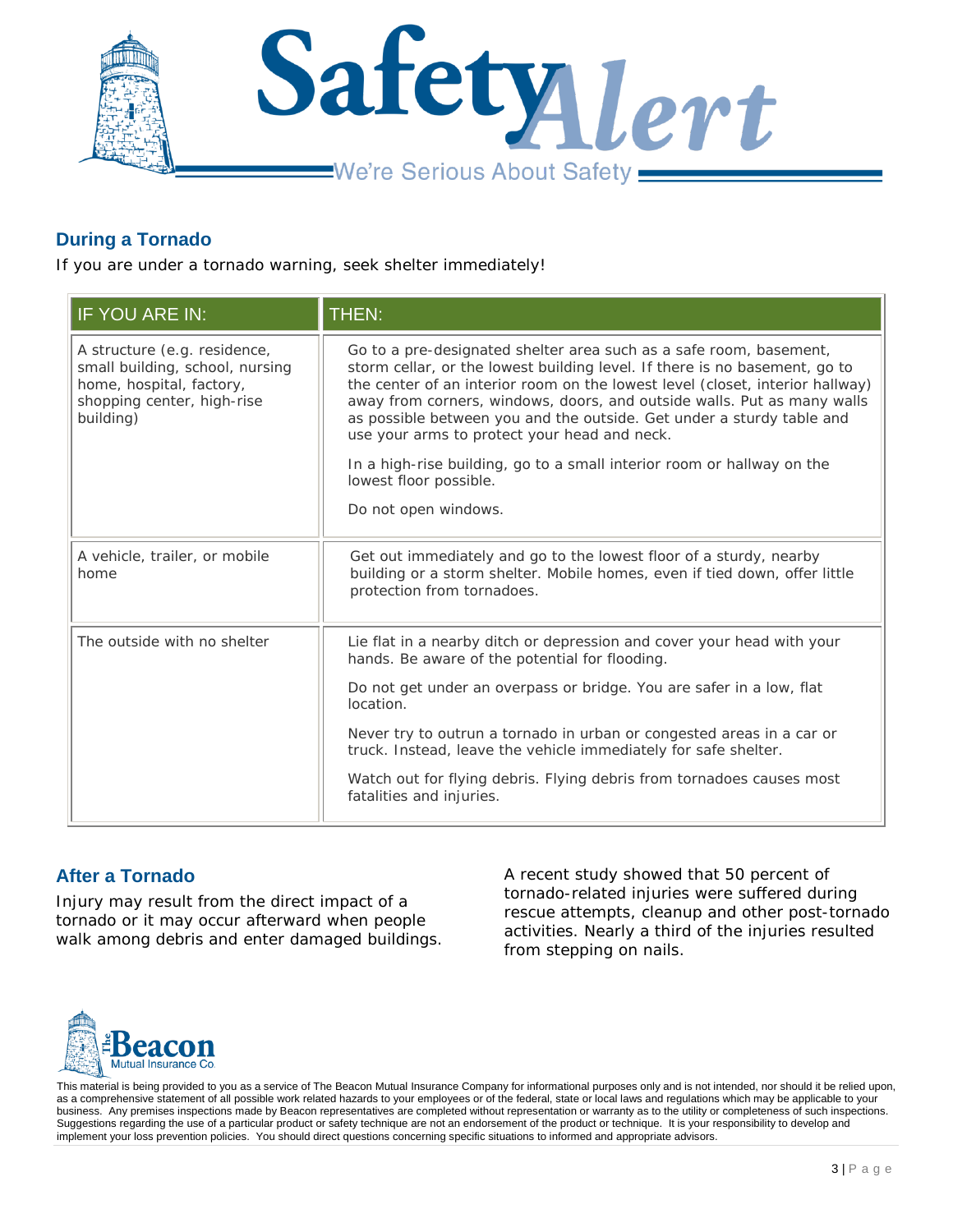## During a Tornado

If you are under a tornado warning, seek shelter immediately!

| IF YOU ARE IN: | THEN: |
|---|---|
| A structure (e.g. residence, small building, school, nursing home, hospital, factory, shopping center, high-rise building) | Go to a pre-designated shelter area such as a safe room, basement, storm cellar, or the lowest building level. If there is no basement, go to the center of an interior room on the lowest level (closet, interior hallway) away from corners, windows, doors, and outside walls. Put as many walls as possible between you and the outside. Get under a sturdy table and use your arms to protect your head and neck.<br><br>In a high-rise building, go to a small interior room or hallway on the lowest floor possible.<br><br>Do not open windows. |
| A vehicle, trailer, or mobile home | Get out immediately and go to the lowest floor of a sturdy, nearby building or a storm shelter. Mobile homes, even if tied down, offer little protection from tornadoes. |
| The outside with no shelter | Lie flat in a nearby ditch or depression and cover your head with your hands. Be aware of the potential for flooding.<br><br>Do not get under an overpass or bridge. You are safer in a low, flat location.<br><br>Never try to outrun a tornado in urban or congested areas in a car or truck. Instead, leave the vehicle immediately for safe shelter.<br><br>Watch out for flying debris. Flying debris from tornadoes causes most fatalities and injuries. |

## After a Tornado

Injury may result from the direct impact of a tornado or it may occur afterward when people walk among debris and enter damaged buildings.

A recent study showed that 50 percent of tornado-related injuries were suffered during rescue attempts, cleanup and other post-tornado activities. Nearly a third of the injuries resulted from stepping on nails.

This material is being provided to you as a service of The Beacon Mutual Insurance Company for informational purposes only and is not intended, nor should it be relied upon, as a comprehensive statement of all possible work related hazards to your employees or of the federal, state or local laws and regulations which may be applicable to your business. Any premises inspections made by Beacon representatives are completed without representation or warranty as to the utility or completeness of such inspections. Suggestions regarding the use of a particular product or safety technique are not an endorsement of the product or technique. It is your responsibility to develop and implement your loss prevention policies. You should direct questions concerning specific situations to informed and appropriate advisors.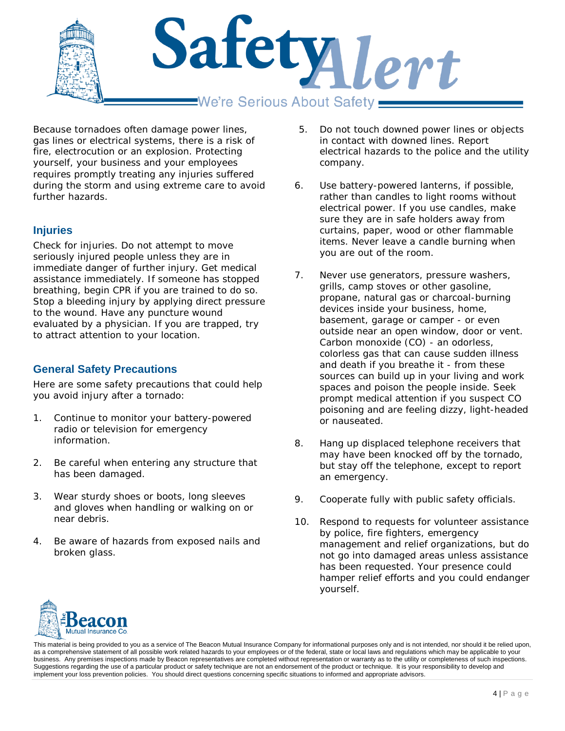# Safety Alert

We're Serious About Safety

Because tornadoes often damage power lines, gas lines or electrical systems, there is a risk of fire, electrocution or an explosion. Protecting yourself, your business and your employees requires promptly treating any injuries suffered during the storm and using extreme care to avoid further hazards.

## Injuries

Check for injuries. Do not attempt to move seriously injured people unless they are in immediate danger of further injury. Get medical assistance immediately. If someone has stopped breathing, begin CPR if you are trained to do so. Stop a bleeding injury by applying direct pressure to the wound. Have any puncture wound evaluated by a physician. If you are trapped, try to attract attention to your location.

## General Safety Precautions

Here are some safety precautions that could help you avoid injury after a tornado:

1. Continue to monitor your battery-powered radio or television for emergency information.
2. Be careful when entering any structure that has been damaged.
3. Wear sturdy shoes or boots, long sleeves and gloves when handling or walking on or near debris.
4. Be aware of hazards from exposed nails and broken glass.
5. Do not touch downed power lines or objects in contact with downed lines. Report electrical hazards to the police and the utility company.
6. Use battery-powered lanterns, if possible, rather than candles to light rooms without electrical power. If you use candles, make sure they are in safe holders away from curtains, paper, wood or other flammable items. Never leave a candle burning when you are out of the room.
7. Never use generators, pressure washers, grills, camp stoves or other gasoline, propane, natural gas or charcoal-burning devices inside your business, home, basement, garage or camper - or even outside near an open window, door or vent. Carbon monoxide (CO) - an odorless, colorless gas that can cause sudden illness and death if you breathe it - from these sources can build up in your living and work spaces and poison the people inside. Seek prompt medical attention if you suspect CO poisoning and are feeling dizzy, light-headed or nauseated.
8. Hang up displaced telephone receivers that may have been knocked off by the tornado, but stay off the telephone, except to report an emergency.
9. Cooperate fully with public safety officials.
10. Respond to requests for volunteer assistance by police, fire fighters, emergency management and relief organizations, but do not go into damaged areas unless assistance has been requested. Your presence could hamper relief efforts and you could endanger yourself.

The Beacon Mutual Insurance Co.

This material is being provided to you as a service of The Beacon Mutual Insurance Company for informational purposes only and is not intended, nor should it be relied upon, as a comprehensive statement of all possible work related hazards to your employees or of the federal, state or local laws and regulations which may be applicable to your business. Any premises inspections made by Beacon representatives are completed without representation or warranty as to the utility or completeness of such inspections. Suggestions regarding the use of a particular product or safety technique are not an endorsement of the product or technique. It is your responsibility to develop and implement your loss prevention policies. You should direct questions concerning specific situations to informed and appropriate advisors.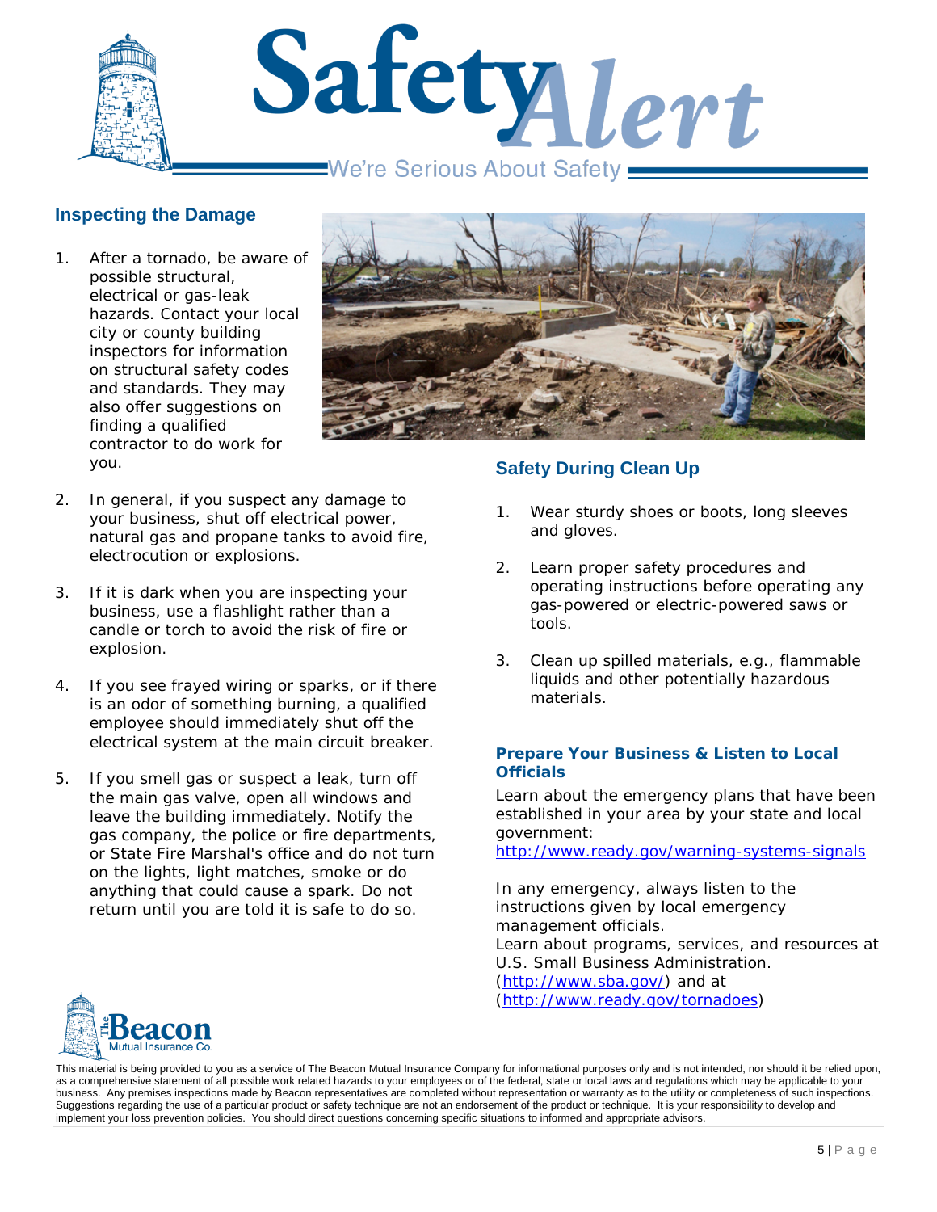## Inspecting the Damage

1. After a tornado, be aware of possible structural, electrical or gas-leak hazards. Contact your local city or county building inspectors for information on structural safety codes and standards. They may also offer suggestions on finding a qualified contractor to do work for you.

2. In general, if you suspect any damage to your business, shut off electrical power, natural gas and propane tanks to avoid fire, electrocution or explosions.

3. If it is dark when you are inspecting your business, use a flashlight rather than a candle or torch to avoid the risk of fire or explosion.

4. If you see frayed wiring or sparks, or if there is an odor of something burning, a qualified employee should immediately shut off the electrical system at the main circuit breaker.

5. If you smell gas or suspect a leak, turn off the main gas valve, open all windows and leave the building immediately. Notify the gas company, the police or fire departments, or State Fire Marshal's office and do not turn on the lights, light matches, smoke or do anything that could cause a spark. Do not return until you are told it is safe to do so.

## Safety During Clean Up

1. Wear sturdy shoes or boots, long sleeves and gloves.

2. Learn proper safety procedures and operating instructions before operating any gas-powered or electric-powered saws or tools.

3. Clean up spilled materials, e.g., flammable liquids and other potentially hazardous materials.

### Prepare Your Business & Listen to Local Officials

Learn about the emergency plans that have been established in your area by your state and local government:
http://www.ready.gov/warning-systems-signals

In any emergency, always listen to the instructions given by local emergency management officials.
Learn about programs, services, and resources at U.S. Small Business Administration. (http://www.sba.gov/) and at (http://www.ready.gov/tornadoes)

This material is being provided to you as a service of The Beacon Mutual Insurance Company for informational purposes only and is not intended, nor should it be relied upon, as a comprehensive statement of all possible work related hazards to your employees or of the federal, state or local laws and regulations which may be applicable to your business. Any premises inspections made by Beacon representatives are completed without representation or warranty as to the utility or completeness of such inspections. Suggestions regarding the use of a particular product or safety technique are not an endorsement of the product or technique. It is your responsibility to develop and implement your loss prevention policies. You should direct questions concerning specific situations to informed and appropriate advisors.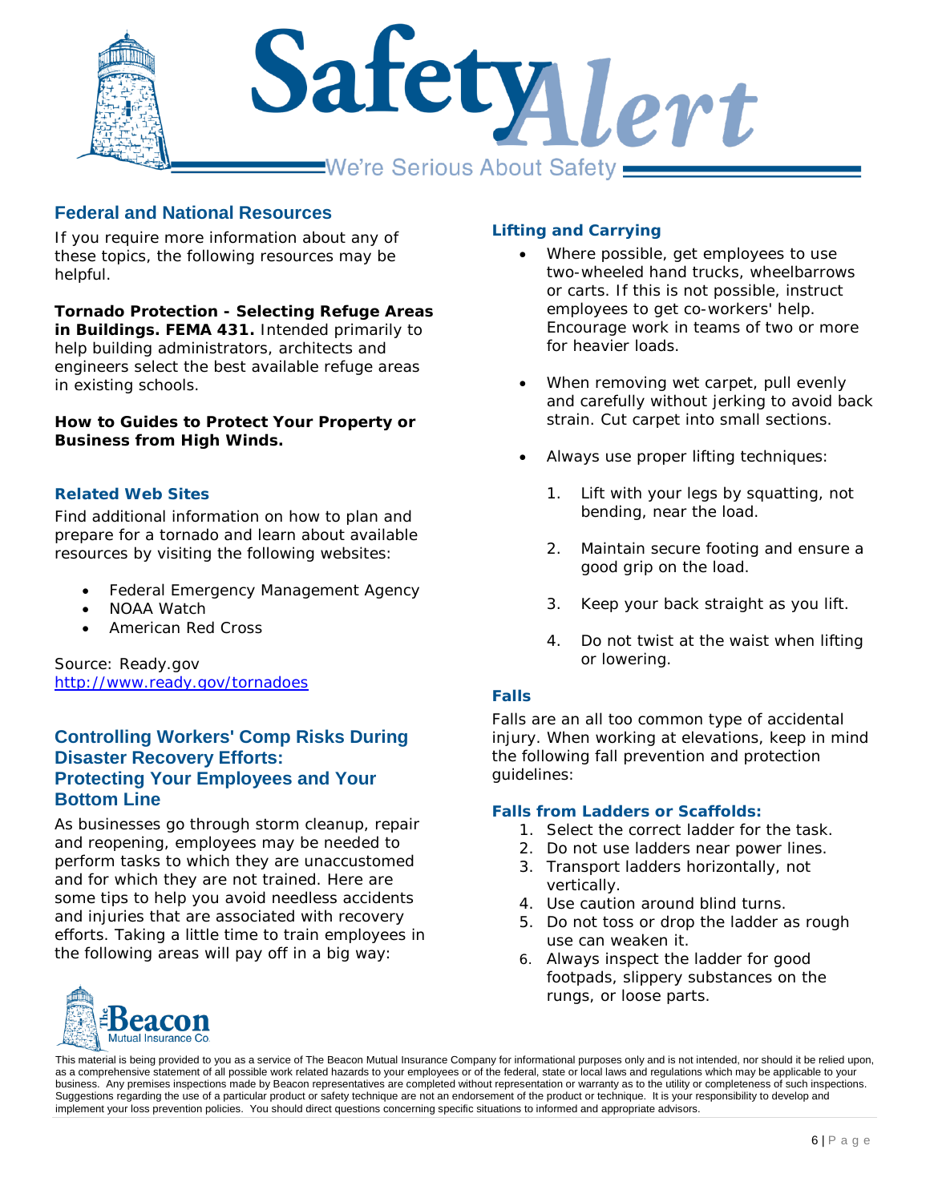## Federal and National Resources

If you require more information about any of these topics, the following resources may be helpful.

**Tornado Protection - Selecting Refuge Areas in Buildings. FEMA 431.** Intended primarily to help building administrators, architects and engineers select the best available refuge areas in existing schools.

**How to Guides to Protect Your Property or Business from High Winds.**

### Related Web Sites

Find additional information on how to plan and prepare for a tornado and learn about available resources by visiting the following websites:

- Federal Emergency Management Agency
- NOAA Watch
- American Red Cross

Source: Ready.gov
http://www.ready.gov/tornadoes

## Controlling Workers' Comp Risks During Disaster Recovery Efforts: Protecting Your Employees and Your Bottom Line

As businesses go through storm cleanup, repair and reopening, employees may be needed to perform tasks to which they are unaccustomed and for which they are not trained. Here are some tips to help you avoid needless accidents and injuries that are associated with recovery efforts. Taking a little time to train employees in the following areas will pay off in a big way:

### Lifting and Carrying

- Where possible, get employees to use two-wheeled hand trucks, wheelbarrows or carts. If this is not possible, instruct employees to get co-workers' help. Encourage work in teams of two or more for heavier loads.
- When removing wet carpet, pull evenly and carefully without jerking to avoid back strain. Cut carpet into small sections.
- Always use proper lifting techniques:
  1. Lift with your legs by squatting, not bending, near the load.
  2. Maintain secure footing and ensure a good grip on the load.
  3. Keep your back straight as you lift.
  4. Do not twist at the waist when lifting or lowering.

### Falls

Falls are an all too common type of accidental injury. When working at elevations, keep in mind the following fall prevention and protection guidelines:

#### Falls from Ladders or Scaffolds:

1. Select the correct ladder for the task.
2. Do not use ladders near power lines.
3. Transport ladders horizontally, not vertically.
4. Use caution around blind turns.
5. Do not toss or drop the ladder as rough use can weaken it.
6. Always inspect the ladder for good footpads, slippery substances on the rungs, or loose parts.

This material is being provided to you as a service of The Beacon Mutual Insurance Company for informational purposes only and is not intended, nor should it be relied upon, as a comprehensive statement of all possible work related hazards to your employees or of the federal, state or local laws and regulations which may be applicable to your business. Any premises inspections made by Beacon representatives are completed without representation or warranty as to the utility or completeness of such inspections. Suggestions regarding the use of a particular product or safety technique are not an endorsement of the product or technique. It is your responsibility to develop and implement your loss prevention policies. You should direct questions concerning specific situations to informed and appropriate advisors.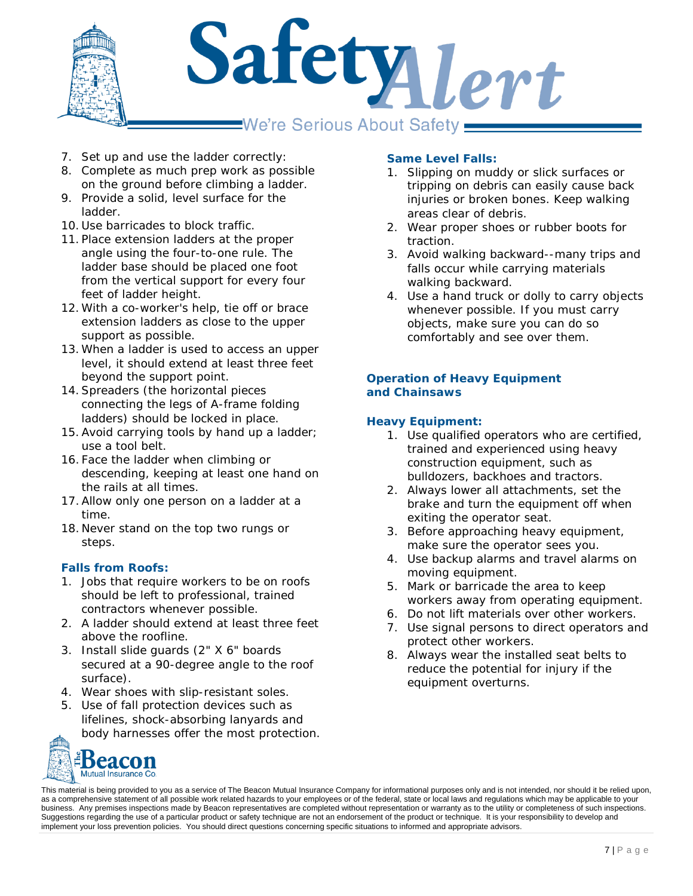7. Set up and use the ladder correctly:
8. Complete as much prep work as possible on the ground before climbing a ladder.
9. Provide a solid, level surface for the ladder.
10. Use barricades to block traffic.
11. Place extension ladders at the proper angle using the four-to-one rule. The ladder base should be placed one foot from the vertical support for every four feet of ladder height.
12. With a co-worker's help, tie off or brace extension ladders as close to the upper support as possible.
13. When a ladder is used to access an upper level, it should extend at least three feet beyond the support point.
14. Spreaders (the horizontal pieces connecting the legs of A-frame folding ladders) should be locked in place.
15. Avoid carrying tools by hand up a ladder; use a tool belt.
16. Face the ladder when climbing or descending, keeping at least one hand on the rails at all times.
17. Allow only one person on a ladder at a time.
18. Never stand on the top two rungs or steps.

### Falls from Roofs:

1. Jobs that require workers to be on roofs should be left to professional, trained contractors whenever possible.
2. A ladder should extend at least three feet above the roofline.
3. Install slide guards (2" X 6" boards secured at a 90-degree angle to the roof surface).
4. Wear shoes with slip-resistant soles.
5. Use of fall protection devices such as lifelines, shock-absorbing lanyards and body harnesses offer the most protection.

### Same Level Falls:

1. Slipping on muddy or slick surfaces or tripping on debris can easily cause back injuries or broken bones. Keep walking areas clear of debris.
2. Wear proper shoes or rubber boots for traction.
3. Avoid walking backward--many trips and falls occur while carrying materials walking backward.
4. Use a hand truck or dolly to carry objects whenever possible. If you must carry objects, make sure you can do so comfortably and see over them.

## Operation of Heavy Equipment and Chainsaws

### Heavy Equipment:

1. Use qualified operators who are certified, trained and experienced using heavy construction equipment, such as bulldozers, backhoes and tractors.
2. Always lower all attachments, set the brake and turn the equipment off when exiting the operator seat.
3. Before approaching heavy equipment, make sure the operator sees you.
4. Use backup alarms and travel alarms on moving equipment.
5. Mark or barricade the area to keep workers away from operating equipment.
6. Do not lift materials over other workers.
7. Use signal persons to direct operators and protect other workers.
8. Always wear the installed seat belts to reduce the potential for injury if the equipment overturns.

This material is being provided to you as a service of The Beacon Mutual Insurance Company for informational purposes only and is not intended, nor should it be relied upon, as a comprehensive statement of all possible work related hazards to your employees or of the federal, state or local laws and regulations which may be applicable to your business. Any premises inspections made by Beacon representatives are completed without representation or warranty as to the utility or completeness of such inspections. Suggestions regarding the use of a particular product or safety technique are not an endorsement of the product or technique. It is your responsibility to develop and implement your loss prevention policies. You should direct questions concerning specific situations to informed and appropriate advisors.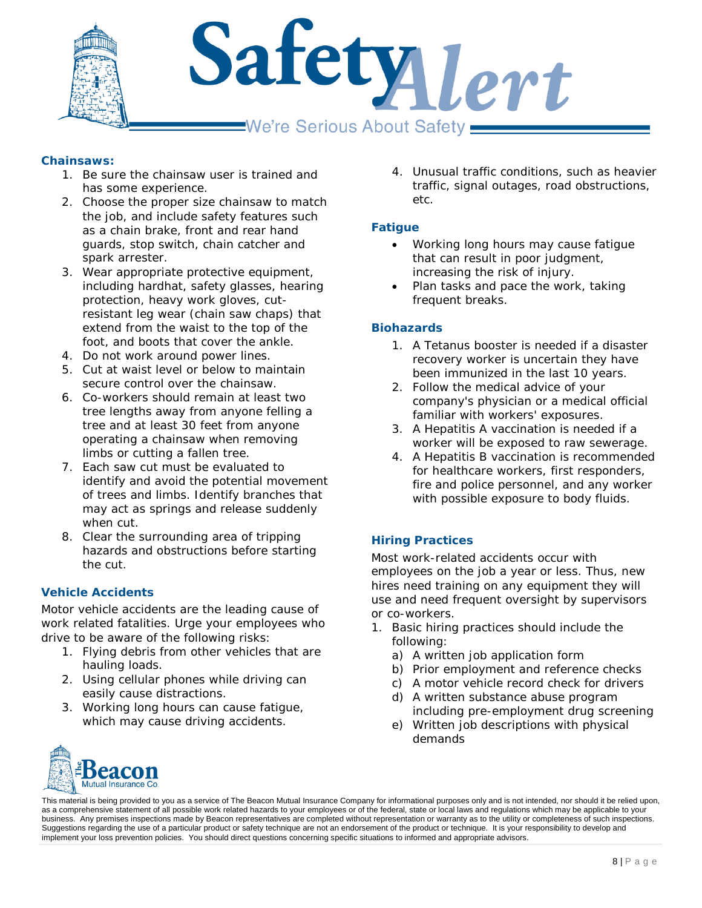## Chainsaws:

1. Be sure the chainsaw user is trained and has some experience.
2. Choose the proper size chainsaw to match the job, and include safety features such as a chain brake, front and rear hand guards, stop switch, chain catcher and spark arrester.
3. Wear appropriate protective equipment, including hardhat, safety glasses, hearing protection, heavy work gloves, cut-resistant leg wear (chain saw chaps) that extend from the waist to the top of the foot, and boots that cover the ankle.
4. Do not work around power lines.
5. Cut at waist level or below to maintain secure control over the chainsaw.
6. Co-workers should remain at least two tree lengths away from anyone felling a tree and at least 30 feet from anyone operating a chainsaw when removing limbs or cutting a fallen tree.
7. Each saw cut must be evaluated to identify and avoid the potential movement of trees and limbs. Identify branches that may act as springs and release suddenly when cut.
8. Clear the surrounding area of tripping hazards and obstructions before starting the cut.

## Vehicle Accidents

Motor vehicle accidents are the leading cause of work related fatalities. Urge your employees who drive to be aware of the following risks:

1. Flying debris from other vehicles that are hauling loads.
2. Using cellular phones while driving can easily cause distractions.
3. Working long hours can cause fatigue, which may cause driving accidents.
4. Unusual traffic conditions, such as heavier traffic, signal outages, road obstructions, etc.

## Fatigue

- Working long hours may cause fatigue that can result in poor judgment, increasing the risk of injury.
- Plan tasks and pace the work, taking frequent breaks.

## Biohazards

1. A Tetanus booster is needed if a disaster recovery worker is uncertain they have been immunized in the last 10 years.
2. Follow the medical advice of your company's physician or a medical official familiar with workers' exposures.
3. A Hepatitis A vaccination is needed if a worker will be exposed to raw sewerage.
4. A Hepatitis B vaccination is recommended for healthcare workers, first responders, fire and police personnel, and any worker with possible exposure to body fluids.

## Hiring Practices

Most work-related accidents occur with employees on the job a year or less. Thus, new hires need training on any equipment they will use and need frequent oversight by supervisors or co-workers.

1. Basic hiring practices should include the following:
   a) A written job application form
   b) Prior employment and reference checks
   c) A motor vehicle record check for drivers
   d) A written substance abuse program including pre-employment drug screening
   e) Written job descriptions with physical demands

This material is being provided to you as a service of The Beacon Mutual Insurance Company for informational purposes only and is not intended, nor should it be relied upon, as a comprehensive statement of all possible work related hazards to your employees or of the federal, state or local laws and regulations which may be applicable to your business. Any premises inspections made by Beacon representatives are completed without representation or warranty as to the utility or completeness of such inspections. Suggestions regarding the use of a particular product or safety technique are not an endorsement of the product or technique. It is your responsibility to develop and implement your loss prevention policies. You should direct questions concerning specific situations to informed and appropriate advisors.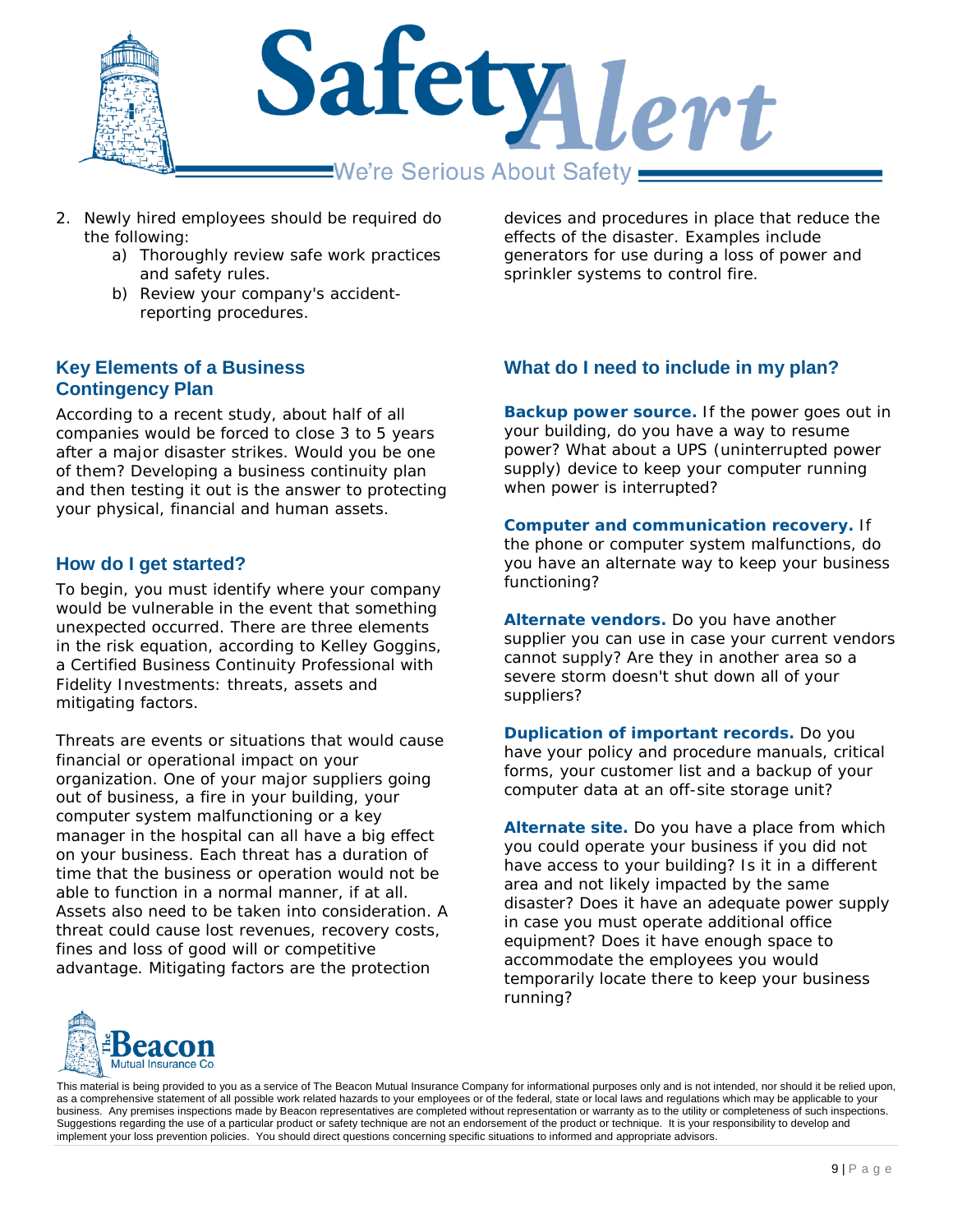2. Newly hired employees should be required do the following:
   a) Thoroughly review safe work practices and safety rules.
   b) Review your company's accident-reporting procedures.

## Key Elements of a Business Contingency Plan

According to a recent study, about half of all companies would be forced to close 3 to 5 years after a major disaster strikes. Would you be one of them? Developing a business continuity plan and then testing it out is the answer to protecting your physical, financial and human assets.

## How do I get started?

To begin, you must identify where your company would be vulnerable in the event that something unexpected occurred. There are three elements in the risk equation, according to Kelley Goggins, a Certified Business Continuity Professional with Fidelity Investments: threats, assets and mitigating factors.

Threats are events or situations that would cause financial or operational impact on your organization. One of your major suppliers going out of business, a fire in your building, your computer system malfunctioning or a key manager in the hospital can all have a big effect on your business. Each threat has a duration of time that the business or operation would not be able to function in a normal manner, if at all. Assets also need to be taken into consideration. A threat could cause lost revenues, recovery costs, fines and loss of good will or competitive advantage. Mitigating factors are the protection devices and procedures in place that reduce the effects of the disaster. Examples include generators for use during a loss of power and sprinkler systems to control fire.

## What do I need to include in my plan?

**Backup power source.** If the power goes out in your building, do you have a way to resume power? What about a UPS (uninterrupted power supply) device to keep your computer running when power is interrupted?

**Computer and communication recovery.** If the phone or computer system malfunctions, do you have an alternate way to keep your business functioning?

**Alternate vendors.** Do you have another supplier you can use in case your current vendors cannot supply? Are they in another area so a severe storm doesn't shut down all of your suppliers?

**Duplication of important records.** Do you have your policy and procedure manuals, critical forms, your customer list and a backup of your computer data at an off-site storage unit?

**Alternate site.** Do you have a place from which you could operate your business if you did not have access to your building? Is it in a different area and not likely impacted by the same disaster? Does it have an adequate power supply in case you must operate additional office equipment? Does it have enough space to accommodate the employees you would temporarily locate there to keep your business running?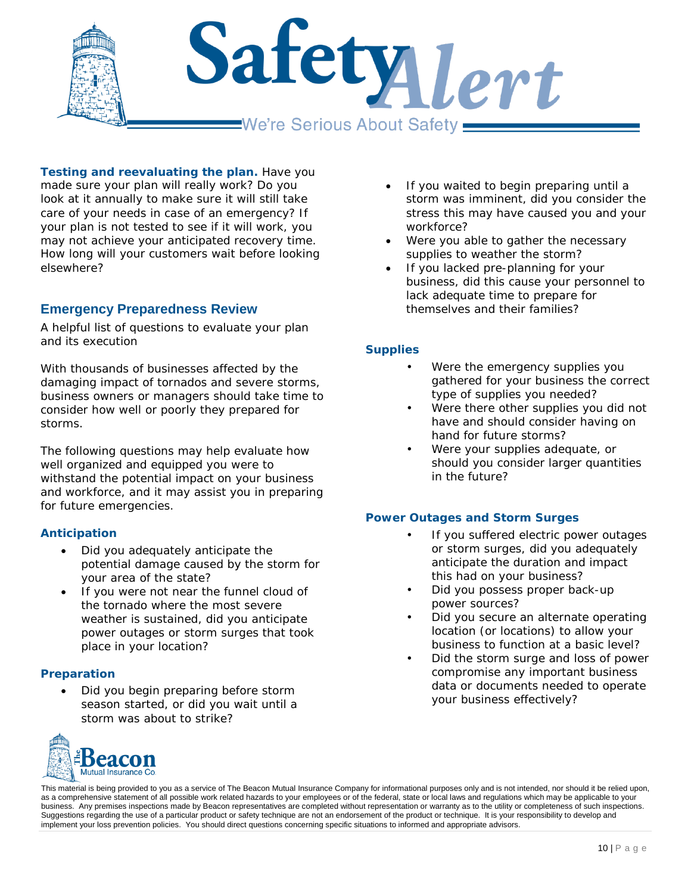**Testing and reevaluating the plan.** Have you made sure your plan will really work? Do you look at it annually to make sure it will still take care of your needs in case of an emergency? If your plan is not tested to see if it will work, you may not achieve your anticipated recovery time. How long will your customers wait before looking elsewhere?

## Emergency Preparedness Review

A helpful list of questions to evaluate your plan and its execution

With thousands of businesses affected by the damaging impact of tornados and severe storms, business owners or managers should take time to consider how well or poorly they prepared for storms.

The following questions may help evaluate how well organized and equipped you were to withstand the potential impact on your business and workforce, and it may assist you in preparing for future emergencies.

### Anticipation

- Did you adequately anticipate the potential damage caused by the storm for your area of the state?
- If you were not near the funnel cloud of the tornado where the most severe weather is sustained, did you anticipate power outages or storm surges that took place in your location?

### Preparation

- Did you begin preparing before storm season started, or did you wait until a storm was about to strike?
- If you waited to begin preparing until a storm was imminent, did you consider the stress this may have caused you and your workforce?
- Were you able to gather the necessary supplies to weather the storm?
- If you lacked pre-planning for your business, did this cause your personnel to lack adequate time to prepare for themselves and their families?

### Supplies

- Were the emergency supplies you gathered for your business the correct type of supplies you needed?
- Were there other supplies you did not have and should consider having on hand for future storms?
- Were your supplies adequate, or should you consider larger quantities in the future?

### Power Outages and Storm Surges

- If you suffered electric power outages or storm surges, did you adequately anticipate the duration and impact this had on your business?
- Did you possess proper back-up power sources?
- Did you secure an alternate operating location (or locations) to allow your business to function at a basic level?
- Did the storm surge and loss of power compromise any important business data or documents needed to operate your business effectively?

This material is being provided to you as a service of The Beacon Mutual Insurance Company for informational purposes only and is not intended, nor should it be relied upon, as a comprehensive statement of all possible work related hazards to your employees or of the federal, state or local laws and regulations which may be applicable to your business. Any premises inspections made by Beacon representatives are completed without representation or warranty as to the utility or completeness of such inspections. Suggestions regarding the use of a particular product or safety technique are not an endorsement of the product or technique. It is your responsibility to develop and implement your loss prevention policies. You should direct questions concerning specific situations to informed and appropriate advisors.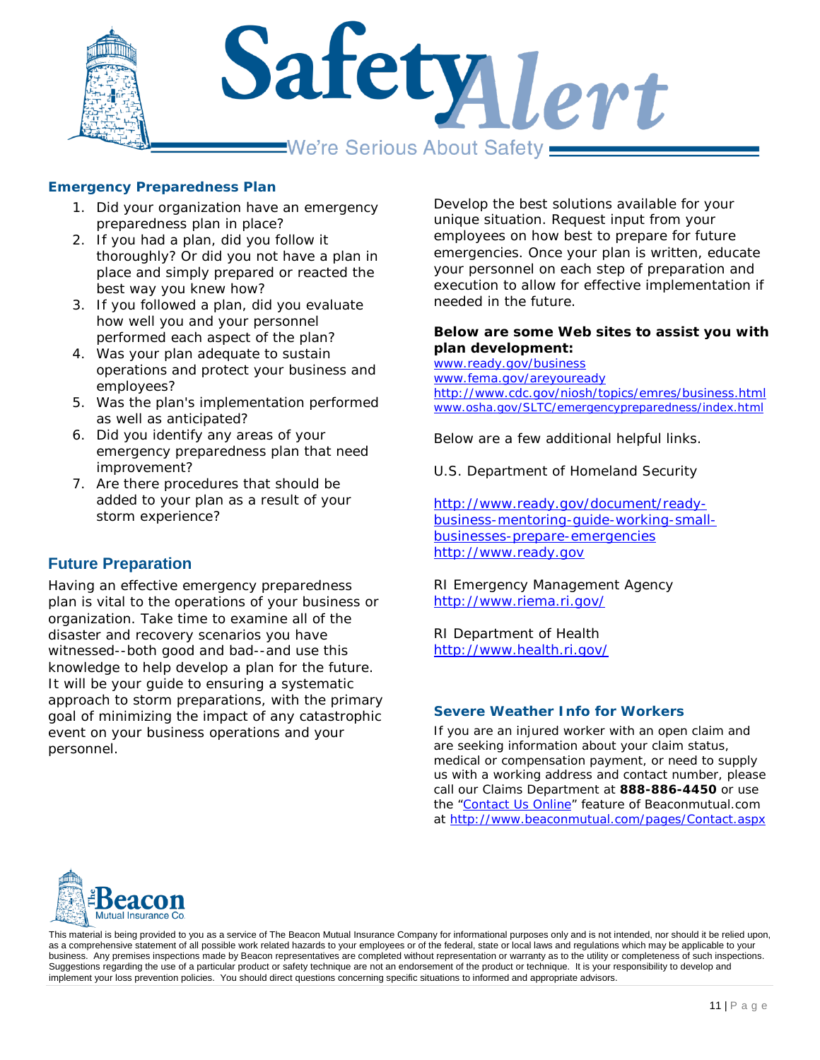# Safety Alert

We're Serious About Safety

### Emergency Preparedness Plan

1. Did your organization have an emergency preparedness plan in place?
2. If you had a plan, did you follow it thoroughly? Or did you not have a plan in place and simply prepared or reacted the best way you knew how?
3. If you followed a plan, did you evaluate how well you and your personnel performed each aspect of the plan?
4. Was your plan adequate to sustain operations and protect your business and employees?
5. Was the plan's implementation performed as well as anticipated?
6. Did you identify any areas of your emergency preparedness plan that need improvement?
7. Are there procedures that should be added to your plan as a result of your storm experience?

## Future Preparation

Having an effective emergency preparedness plan is vital to the operations of your business or organization. Take time to examine all of the disaster and recovery scenarios you have witnessed--both good and bad--and use this knowledge to help develop a plan for the future. It will be your guide to ensuring a systematic approach to storm preparations, with the primary goal of minimizing the impact of any catastrophic event on your business operations and your personnel.

Develop the best solutions available for your unique situation. Request input from your employees on how best to prepare for future emergencies. Once your plan is written, educate your personnel on each step of preparation and execution to allow for effective implementation if needed in the future.

**Below are some Web sites to assist you with plan development:**

www.ready.gov/business
www.fema.gov/areyouready
http://www.cdc.gov/niosh/topics/emres/business.html
www.osha.gov/SLTC/emergencypreparedness/index.html

Below are a few additional helpful links.

U.S. Department of Homeland Security

http://www.ready.gov/document/ready-business-mentoring-guide-working-small-businesses-prepare-emergencies
http://www.ready.gov

RI Emergency Management Agency
http://www.riema.ri.gov/

RI Department of Health
http://www.health.ri.gov/

### Severe Weather Info for Workers

If you are an injured worker with an open claim and are seeking information about your claim status, medical or compensation payment, or need to supply us with a working address and contact number, please call our Claims Department at **888-886-4450** or use the "Contact Us Online" feature of Beaconmutual.com at http://www.beaconmutual.com/pages/Contact.aspx

The Beacon Mutual Insurance Co.

This material is being provided to you as a service of The Beacon Mutual Insurance Company for informational purposes only and is not intended, nor should it be relied upon, as a comprehensive statement of all possible work related hazards to your employees or of the federal, state or local laws and regulations which may be applicable to your business. Any premises inspections made by Beacon representatives are completed without representation or warranty as to the reliability or completeness of such inspections. Suggestions regarding the use of a particular product or safety technique are not an endorsement of the product or technique. It is your responsibility to develop and implement your loss prevention policies. You should direct questions concerning specific situations to informed and appropriate advisors.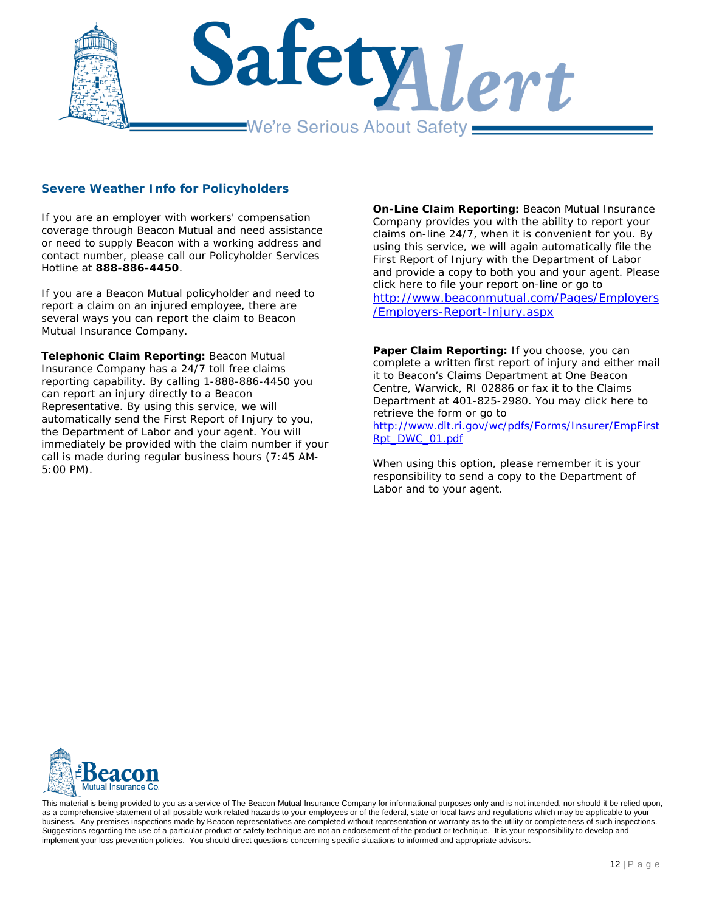# Safety Alert

We're Serious About Safety

## Severe Weather Info for Policyholders

If you are an employer with workers' compensation coverage through Beacon Mutual and need assistance or need to supply Beacon with a working address and contact number, please call our Policyholder Services Hotline at **888-886-4450**.

If you are a Beacon Mutual policyholder and need to report a claim on an injured employee, there are several ways you can report the claim to Beacon Mutual Insurance Company.

**Telephonic Claim Reporting:** Beacon Mutual Insurance Company has a 24/7 toll free claims reporting capability. By calling 1-888-886-4450 you can report an injury directly to a Beacon Representative. By using this service, we will automatically send the First Report of Injury to you, the Department of Labor and your agent. You will immediately be provided with the claim number if your call is made during regular business hours (7:45 AM-5:00 PM).

**On-Line Claim Reporting:** Beacon Mutual Insurance Company provides you with the ability to report your claims on-line 24/7, when it is convenient for you. By using this service, we will again automatically file the First Report of Injury with the Department of Labor and provide a copy to both you and your agent. Please click here to file your report on-line or go to http://www.beaconmutual.com/Pages/Employers/Employers-Report-Injury.aspx

**Paper Claim Reporting:** If you choose, you can complete a written first report of injury and either mail it to Beacon's Claims Department at One Beacon Centre, Warwick, RI 02886 or fax it to the Claims Department at 401-825-2980. You may click here to retrieve the form or go to http://www.dlt.ri.gov/wc/pdfs/Forms/Insurer/EmpFirstRpt_DWC_01.pdf

When using this option, please remember it is your responsibility to send a copy to the Department of Labor and to your agent.

The Beacon Mutual Insurance Co.

This material is being provided to you as a service of The Beacon Mutual Insurance Company for informational purposes only and is not intended, nor should it be relied upon, as a comprehensive statement of all possible work related hazards to your employees or of the federal, state or local laws and regulations which may be applicable to your business. Any premises inspections made by Beacon representatives are completed without representation or warranty as to the utility or completeness of such inspections. Suggestions regarding the use of a particular product or safety technique are not an endorsement of the product or technique. It is your responsibility to develop and implement your loss prevention policies. You should direct questions concerning specific situations to informed and appropriate advisors.